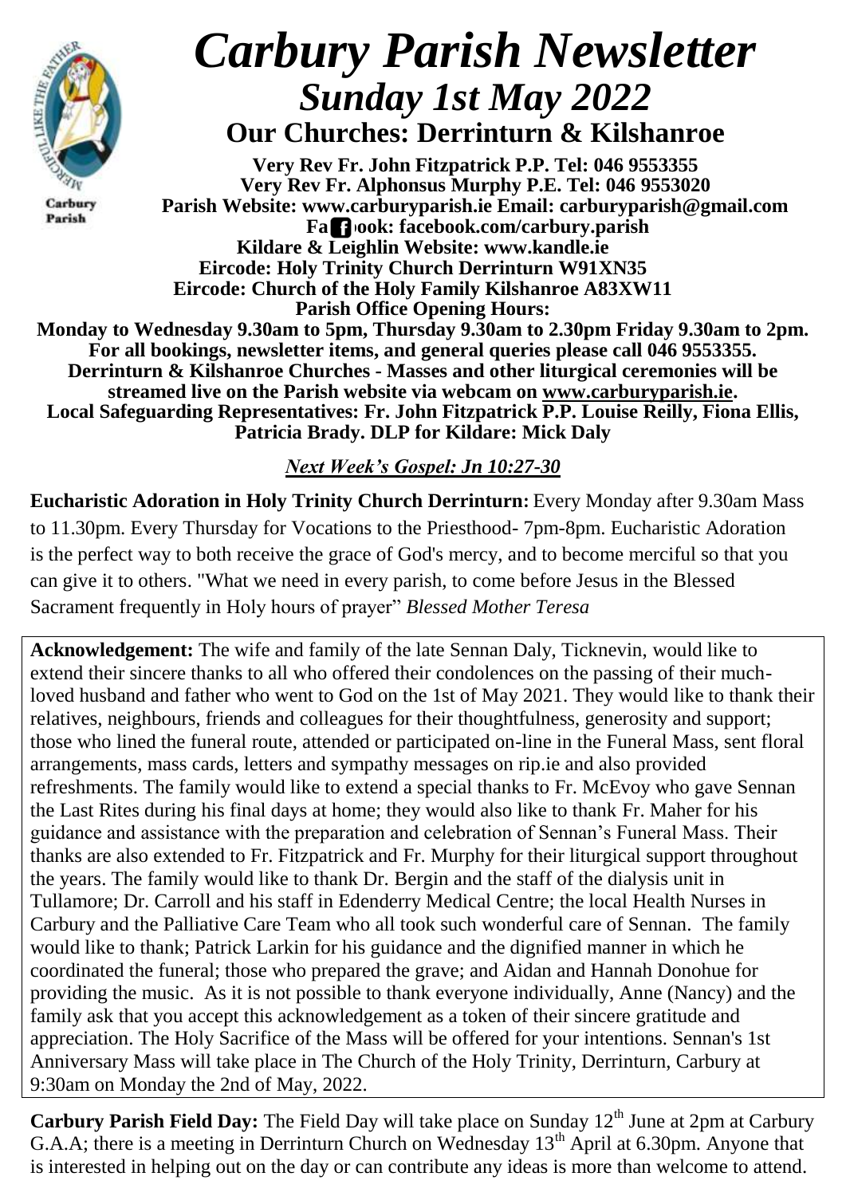# *Carbury Parish Newsletter*

## *Sunday 1st May 2022*

### Our Churches: Derrinturn & Kilshanroe

**Very Rev Fr. John Fitzpatrick P.P. Tel: 046 9553355**
**Very Rev Fr. Alphonsus Murphy P.E. Tel: 046 9553020**
**Parish Website: www.carburyparish.ie Email: carburyparish@gmail.com**
**Facebook: facebook.com/carbury.parish**
**Kildare & Leighlin Website: www.kandle.ie**
**Eircode: Holy Trinity Church Derrinturn W91XN35**
**Eircode: Church of the Holy Family Kilshanroe A83XW11**
**Parish Office Opening Hours:**
**Monday to Wednesday 9.30am to 5pm, Thursday 9.30am to 2.30pm Friday 9.30am to 2pm.**
**For all bookings, newsletter items, and general queries please call 046 9553355.**
**Derrinturn & Kilshanroe Churches - Masses and other liturgical ceremonies will be streamed live on the Parish website via webcam on www.carburyparish.ie.**
**Local Safeguarding Representatives: Fr. John Fitzpatrick P.P. Louise Reilly, Fiona Ellis, Patricia Brady. DLP for Kildare: Mick Daly**

***Next Week's Gospel: Jn 10:27-30***

**Eucharistic Adoration in Holy Trinity Church Derrinturn:** Every Monday after 9.30am Mass to 11.30pm. Every Thursday for Vocations to the Priesthood- 7pm-8pm. Eucharistic Adoration is the perfect way to both receive the grace of God's mercy, and to become merciful so that you can give it to others. "What we need in every parish, to come before Jesus in the Blessed Sacrament frequently in Holy hours of prayer" *Blessed Mother Teresa*

**Acknowledgement:** The wife and family of the late Sennan Daly, Ticknevin, would like to extend their sincere thanks to all who offered their condolences on the passing of their much-loved husband and father who went to God on the 1st of May 2021. They would like to thank their relatives, neighbours, friends and colleagues for their thoughtfulness, generosity and support; those who lined the funeral route, attended or participated on-line in the Funeral Mass, sent floral arrangements, mass cards, letters and sympathy messages on rip.ie and also provided refreshments. The family would like to extend a special thanks to Fr. McEvoy who gave Sennan the Last Rites during his final days at home; they would also like to thank Fr. Maher for his guidance and assistance with the preparation and celebration of Sennan's Funeral Mass. Their thanks are also extended to Fr. Fitzpatrick and Fr. Murphy for their liturgical support throughout the years. The family would like to thank Dr. Bergin and the staff of the dialysis unit in Tullamore; Dr. Carroll and his staff in Edenderry Medical Centre; the local Health Nurses in Carbury and the Palliative Care Team who all took such wonderful care of Sennan. The family would like to thank; Patrick Larkin for his guidance and the dignified manner in which he coordinated the funeral; those who prepared the grave; and Aidan and Hannah Donohue for providing the music. As it is not possible to thank everyone individually, Anne (Nancy) and the family ask that you accept this acknowledgement as a token of their sincere gratitude and appreciation. The Holy Sacrifice of the Mass will be offered for your intentions. Sennan's 1st Anniversary Mass will take place in The Church of the Holy Trinity, Derrinturn, Carbury at 9:30am on Monday the 2nd of May, 2022.

**Carbury Parish Field Day:** The Field Day will take place on Sunday 12th June at 2pm at Carbury G.A.A; there is a meeting in Derrinturn Church on Wednesday 13th April at 6.30pm. Anyone that is interested in helping out on the day or can contribute any ideas is more than welcome to attend.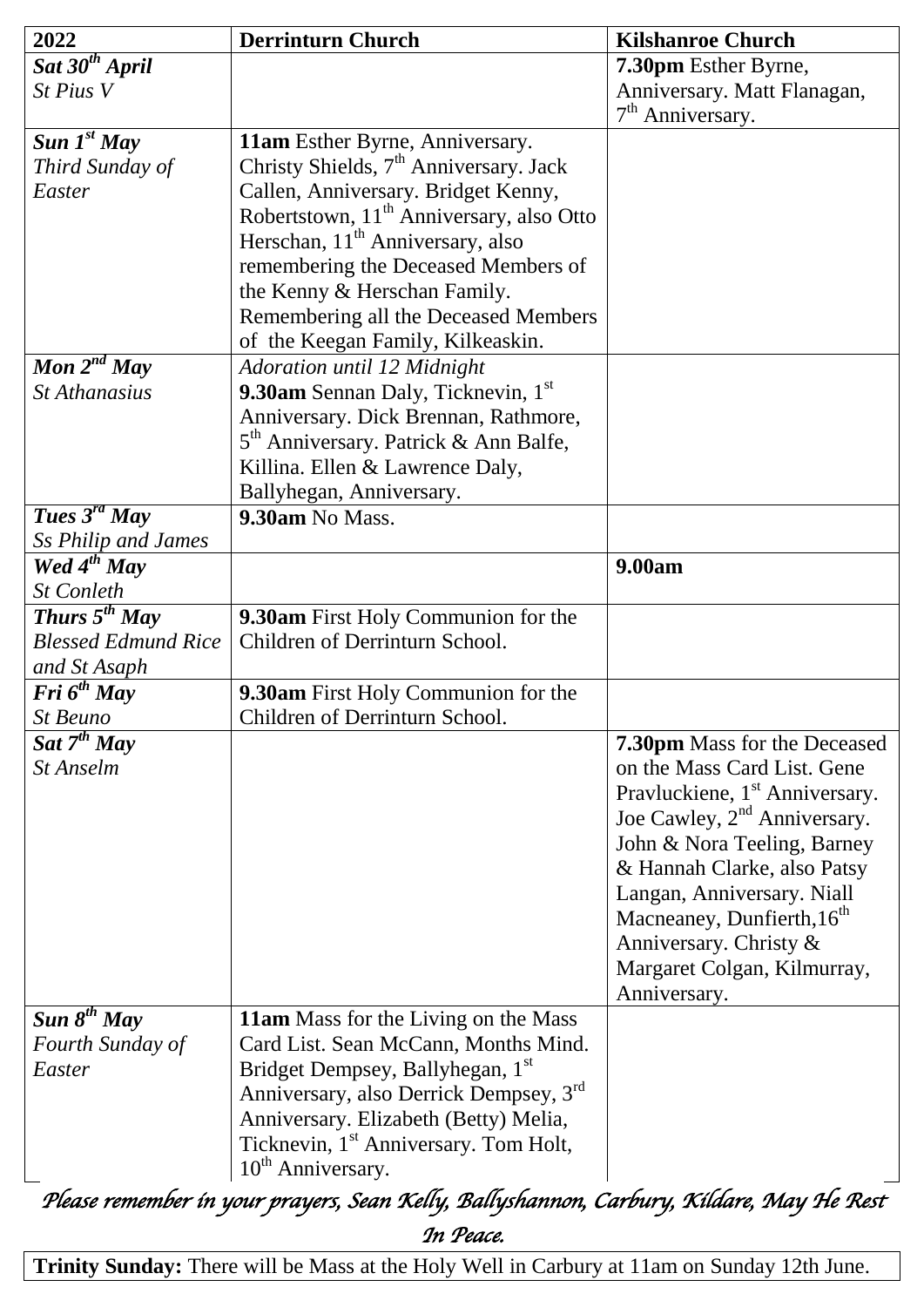| 2022 | Derrinturn Church | Kilshanroe Church |
|---|---|---|
| ***Sat 30th April*** *St Pius V* | | **7.30pm** Esther Byrne, Anniversary. Matt Flanagan, 7th Anniversary. |
| ***Sun 1st May*** *Third Sunday of Easter* | **11am** Esther Byrne, Anniversary. Christy Shields, 7th Anniversary. Jack Callen, Anniversary. Bridget Kenny, Robertstown, 11th Anniversary, also Otto Herschan, 11th Anniversary, also remembering the Deceased Members of the Kenny & Herschan Family. Remembering all the Deceased Members of the Keegan Family, Kilkeaskin. | |
| ***Mon 2nd May*** *St Athanasius* | *Adoration until 12 Midnight* **9.30am** Sennan Daly, Ticknevin, 1st Anniversary. Dick Brennan, Rathmore, 5th Anniversary. Patrick & Ann Balfe, Killina. Ellen & Lawrence Daly, Ballyhegan, Anniversary. | |
| ***Tues 3rd May*** *Ss Philip and James* | **9.30am** No Mass. | |
| ***Wed 4th May*** *St Conleth* | | **9.00am** |
| ***Thurs 5th May*** *Blessed Edmund Rice and St Asaph* | **9.30am** First Holy Communion for the Children of Derrinturn School. | |
| ***Fri 6th May*** *St Beuno* | **9.30am** First Holy Communion for the Children of Derrinturn School. | |
| ***Sat 7th May*** *St Anselm* | | **7.30pm** Mass for the Deceased on the Mass Card List. Gene Pravluckiene, 1st Anniversary. Joe Cawley, 2nd Anniversary. John & Nora Teeling, Barney & Hannah Clarke, also Patsy Langan, Anniversary. Niall Macneaney, Dunfierth, 16th Anniversary. Christy & Margaret Colgan, Kilmurray, Anniversary. |
| ***Sun 8th May*** *Fourth Sunday of Easter* | **11am** Mass for the Living on the Mass Card List. Sean McCann, Months Mind. Bridget Dempsey, Ballyhegan, 1st Anniversary, also Derrick Dempsey, 3rd Anniversary. Elizabeth (Betty) Melia, Ticknevin, 1st Anniversary. Tom Holt, 10th Anniversary. | |

*Please remember in your prayers, Sean Kelly, Ballyshannon, Carbury, Kildare, May He Rest In Peace.*

**Trinity Sunday:** There will be Mass at the Holy Well in Carbury at 11am on Sunday 12th June.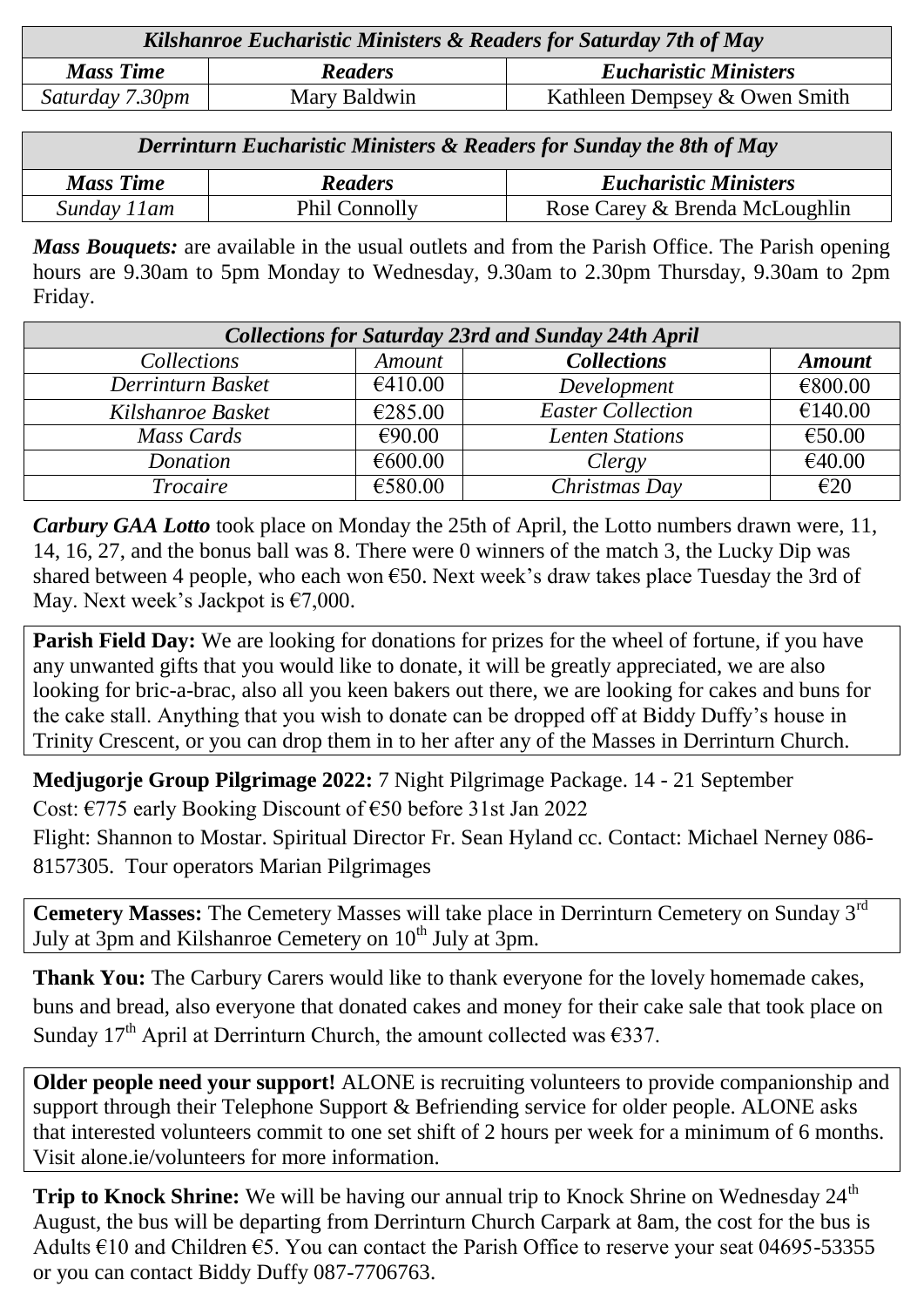| *Kilshanroe Eucharistic Ministers & Readers for Saturday 7th of May* | | |
|---|---|---|
| ***Mass Time*** | ***Readers*** | ***Eucharistic Ministers*** |
| *Saturday 7.30pm* | Mary Baldwin | Kathleen Dempsey & Owen Smith |

| *Derrinturn Eucharistic Ministers & Readers for Sunday the 8th of May* | | |
|---|---|---|
| ***Mass Time*** | ***Readers*** | ***Eucharistic Ministers*** |
| *Sunday 11am* | Phil Connolly | Rose Carey & Brenda McLoughlin |

***Mass Bouquets:*** are available in the usual outlets and from the Parish Office. The Parish opening hours are 9.30am to 5pm Monday to Wednesday, 9.30am to 2.30pm Thursday, 9.30am to 2pm Friday.

| *Collections for Saturday 23rd and Sunday 24th April* | | | |
|---|---|---|---|
| *Collections* | *Amount* | ***Collections*** | ***Amount*** |
| *Derrinturn Basket* | €410.00 | *Development* | €800.00 |
| *Kilshanroe Basket* | €285.00 | *Easter Collection* | €140.00 |
| *Mass Cards* | €90.00 | *Lenten Stations* | €50.00 |
| *Donation* | €600.00 | *Clergy* | €40.00 |
| *Trocaire* | €580.00 | *Christmas Day* | €20 |

***Carbury GAA Lotto*** took place on Monday the 25th of April, the Lotto numbers drawn were, 11, 14, 16, 27, and the bonus ball was 8. There were 0 winners of the match 3, the Lucky Dip was shared between 4 people, who each won €50. Next week's draw takes place Tuesday the 3rd of May. Next week's Jackpot is €7,000.

**Parish Field Day:** We are looking for donations for prizes for the wheel of fortune, if you have any unwanted gifts that you would like to donate, it will be greatly appreciated, we are also looking for bric-a-brac, also all you keen bakers out there, we are looking for cakes and buns for the cake stall. Anything that you wish to donate can be dropped off at Biddy Duffy's house in Trinity Crescent, or you can drop them in to her after any of the Masses in Derrinturn Church.

**Medjugorje Group Pilgrimage 2022:** 7 Night Pilgrimage Package. 14 - 21 September
Cost: €775 early Booking Discount of €50 before 31st Jan 2022
Flight: Shannon to Mostar. Spiritual Director Fr. Sean Hyland cc. Contact: Michael Nerney 086-8157305. Tour operators Marian Pilgrimages

**Cemetery Masses:** The Cemetery Masses will take place in Derrinturn Cemetery on Sunday 3rd July at 3pm and Kilshanroe Cemetery on 10th July at 3pm.

**Thank You:** The Carbury Carers would like to thank everyone for the lovely homemade cakes, buns and bread, also everyone that donated cakes and money for their cake sale that took place on Sunday 17th April at Derrinturn Church, the amount collected was €337.

**Older people need your support!** ALONE is recruiting volunteers to provide companionship and support through their Telephone Support & Befriending service for older people. ALONE asks that interested volunteers commit to one set shift of 2 hours per week for a minimum of 6 months. Visit alone.ie/volunteers for more information.

**Trip to Knock Shrine:** We will be having our annual trip to Knock Shrine on Wednesday 24th August, the bus will be departing from Derrinturn Church Carpark at 8am, the cost for the bus is Adults €10 and Children €5. You can contact the Parish Office to reserve your seat 04695-53355 or you can contact Biddy Duffy 087-7706763.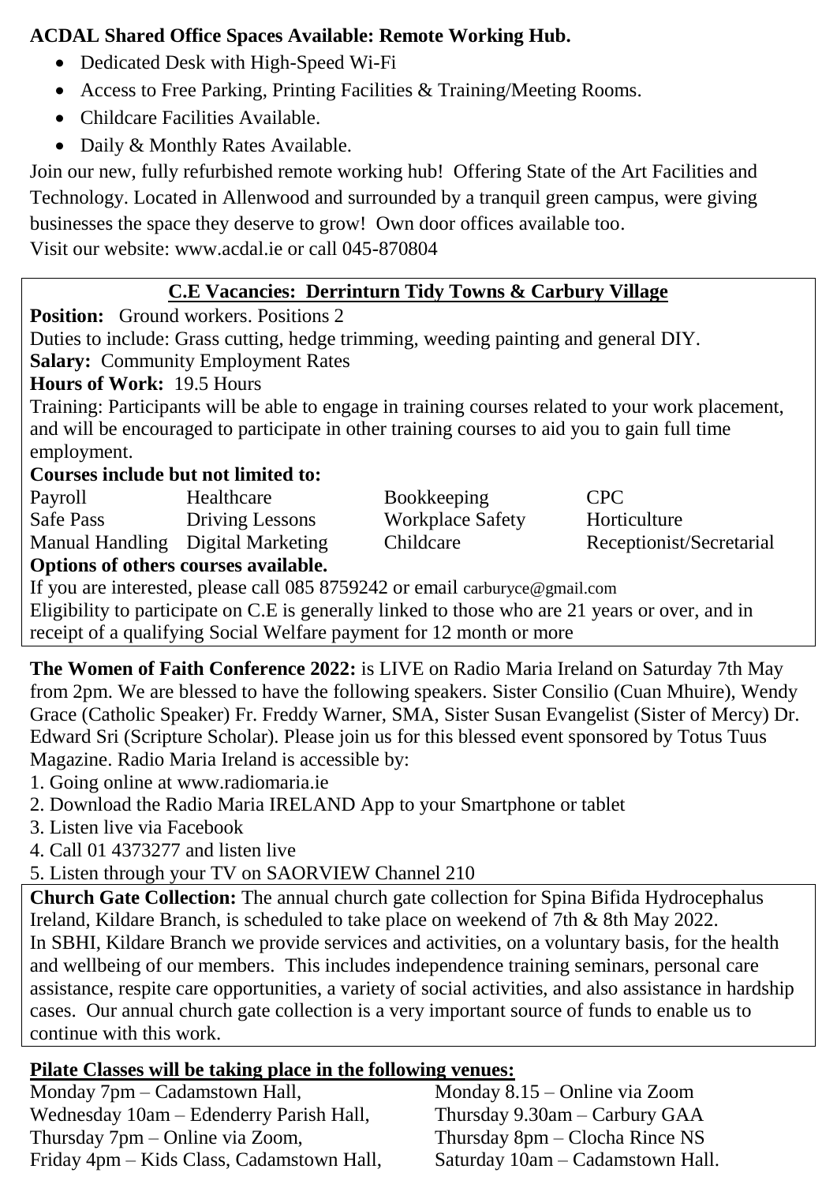**ACDAL Shared Office Spaces Available: Remote Working Hub.**

- Dedicated Desk with High-Speed Wi-Fi
- Access to Free Parking, Printing Facilities & Training/Meeting Rooms.
- Childcare Facilities Available.
- Daily & Monthly Rates Available.

Join our new, fully refurbished remote working hub! Offering State of the Art Facilities and Technology. Located in Allenwood and surrounded by a tranquil green campus, were giving businesses the space they deserve to grow! Own door offices available too.
Visit our website: www.acdal.ie or call 045-870804

**C.E Vacancies: Derrinturn Tidy Towns & Carbury Village**

**Position:** Ground workers. Positions 2
Duties to include: Grass cutting, hedge trimming, weeding painting and general DIY.
**Salary:** Community Employment Rates
**Hours of Work:** 19.5 Hours
Training: Participants will be able to engage in training courses related to your work placement, and will be encouraged to participate in other training courses to aid you to gain full time employment.

**Courses include but not limited to:**

| | | | |
|---|---|---|---|
| Payroll | Healthcare | Bookkeeping | CPC |
| Safe Pass | Driving Lessons | Workplace Safety | Horticulture |
| Manual Handling | Digital Marketing | Childcare | Receptionist/Secretarial |

**Options of others courses available.**
If you are interested, please call 085 8759242 or email carburyce@gmail.com
Eligibility to participate on C.E is generally linked to those who are 21 years or over, and in receipt of a qualifying Social Welfare payment for 12 month or more

**The Women of Faith Conference 2022:** is LIVE on Radio Maria Ireland on Saturday 7th May from 2pm. We are blessed to have the following speakers. Sister Consilio (Cuan Mhuire), Wendy Grace (Catholic Speaker) Fr. Freddy Warner, SMA, Sister Susan Evangelist (Sister of Mercy) Dr. Edward Sri (Scripture Scholar). Please join us for this blessed event sponsored by Totus Tuus Magazine. Radio Maria Ireland is accessible by:

1. Going online at www.radiomaria.ie
2. Download the Radio Maria IRELAND App to your Smartphone or tablet
3. Listen live via Facebook
4. Call 01 4373277 and listen live
5. Listen through your TV on SAORVIEW Channel 210

**Church Gate Collection:** The annual church gate collection for Spina Bifida Hydrocephalus Ireland, Kildare Branch, is scheduled to take place on weekend of 7th & 8th May 2022.
In SBHI, Kildare Branch we provide services and activities, on a voluntary basis, for the health and wellbeing of our members. This includes independence training seminars, personal care assistance, respite care opportunities, a variety of social activities, and also assistance in hardship cases. Our annual church gate collection is a very important source of funds to enable us to continue with this work.

**Pilate Classes will be taking place in the following venues:**

Monday 7pm – Cadamstown Hall,
Wednesday 10am – Edenderry Parish Hall,
Thursday 7pm – Online via Zoom,
Friday 4pm – Kids Class, Cadamstown Hall,
Monday 8.15 – Online via Zoom
Thursday 9.30am – Carbury GAA
Thursday 8pm – Clocha Rince NS
Saturday 10am – Cadamstown Hall.